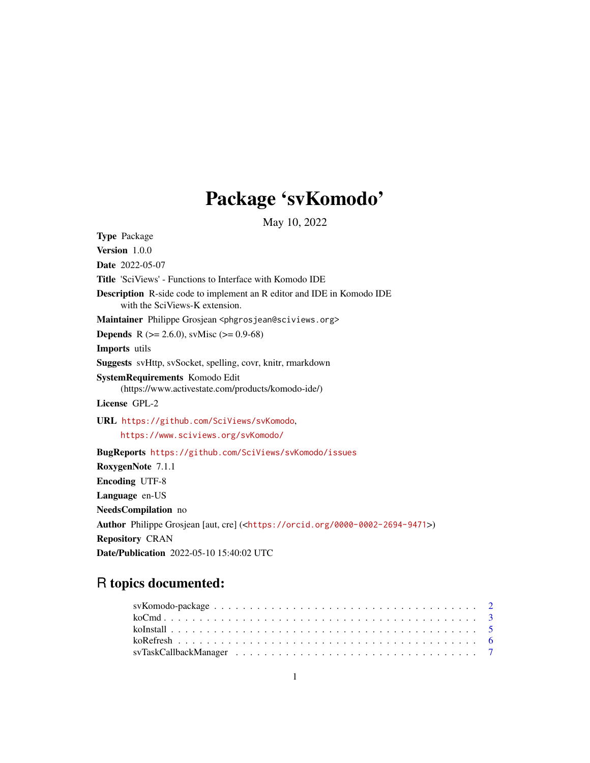# Package 'svKomodo'

May 10, 2022

**Type** Package

**Version** 1.0.0

**Date** 2022-05-07

**Title** 'SciViews' - Functions to Interface with Komodo IDE

**Description** R-side code to implement an R editor and IDE in Komodo IDE with the SciViews-K extension.

**Maintainer** Philippe Grosjean <phgrosjean@sciviews.org>

**Depends** R (>= 2.6.0), svMisc (>= 0.9-68)

**Imports** utils

**Suggests** svHttp, svSocket, spelling, covr, knitr, rmarkdown

**SystemRequirements** Komodo Edit (https://www.activestate.com/products/komodo-ide/)

**License** GPL-2

**URL** https://github.com/SciViews/svKomodo, https://www.sciviews.org/svKomodo/

**BugReports** https://github.com/SciViews/svKomodo/issues

**RoxygenNote** 7.1.1

**Encoding** UTF-8

**Language** en-US

**NeedsCompilation** no

**Author** Philippe Grosjean [aut, cre] (<https://orcid.org/0000-0002-2694-9471>)

**Repository** CRAN

**Date/Publication** 2022-05-10 15:40:02 UTC

## R topics documented:

- svKomodo-package . . . . . . . . . . . . . . . . . . . . . . . . . . . . . . . . . . 2
- koCmd . . . . . . . . . . . . . . . . . . . . . . . . . . . . . . . . . . . . . . . . 3
- koInstall . . . . . . . . . . . . . . . . . . . . . . . . . . . . . . . . . . . . . . 5
- koRefresh . . . . . . . . . . . . . . . . . . . . . . . . . . . . . . . . . . . . . . 6
- svTaskCallbackManager . . . . . . . . . . . . . . . . . . . . . . . . . . . . . . . 7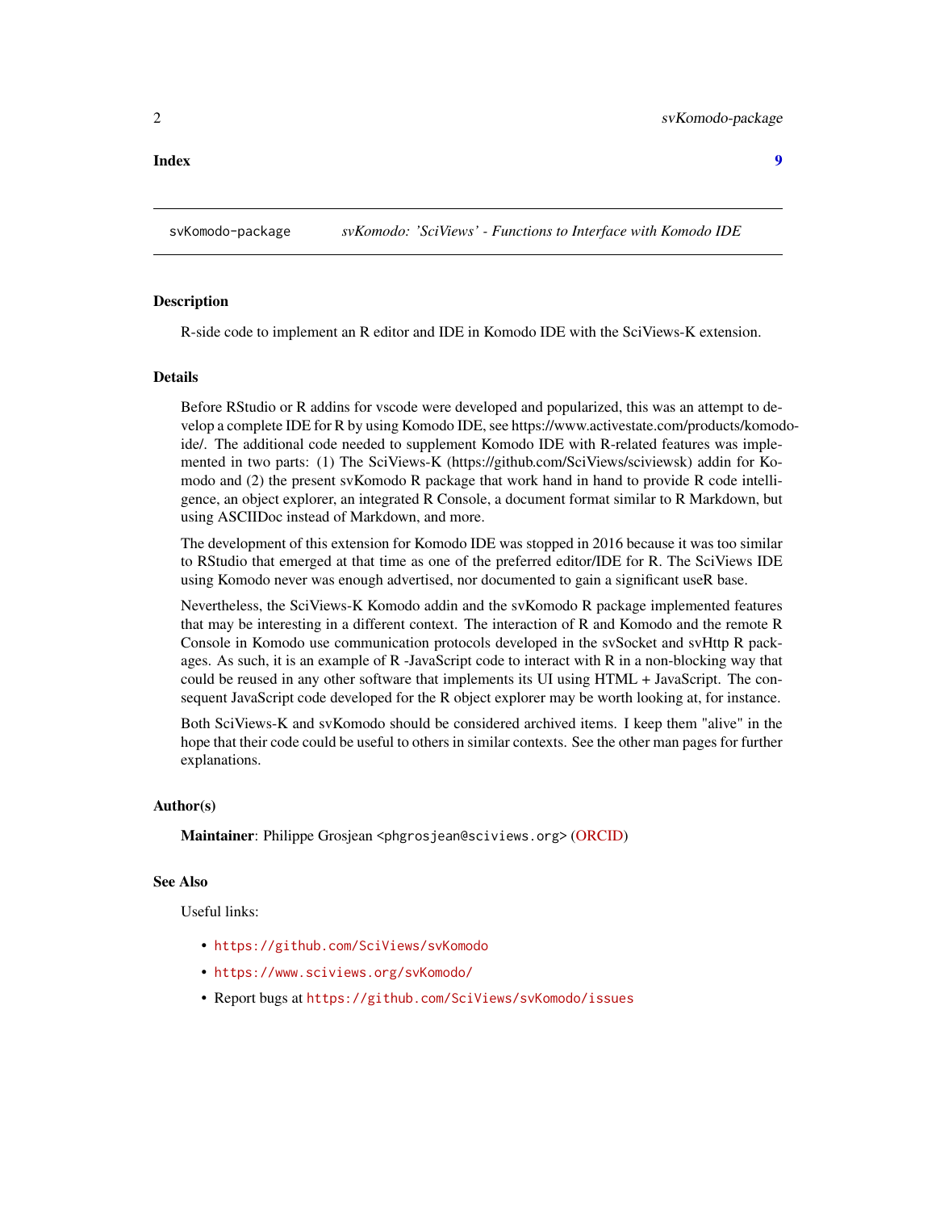**Index** 9

---

svKomodo-package *svKomodo: 'SciViews' - Functions to Interface with Komodo IDE*

---

## Description

R-side code to implement an R editor and IDE in Komodo IDE with the SciViews-K extension.

## Details

Before RStudio or R addins for vscode were developed and popularized, this was an attempt to develop a complete IDE for R by using Komodo IDE, see https://www.activestate.com/products/komodo-ide/. The additional code needed to supplement Komodo IDE with R-related features was implemented in two parts: (1) The SciViews-K (https://github.com/SciViews/sciviewsk) addin for Komodo and (2) the present svKomodo R package that work hand in hand to provide R code intelligence, an object explorer, an integrated R Console, a document format similar to R Markdown, but using ASCIIDoc instead of Markdown, and more.

The development of this extension for Komodo IDE was stopped in 2016 because it was too similar to RStudio that emerged at that time as one of the preferred editor/IDE for R. The SciViews IDE using Komodo never was enough advertised, nor documented to gain a significant useR base.

Nevertheless, the SciViews-K Komodo addin and the svKomodo R package implemented features that may be interesting in a different context. The interaction of R and Komodo and the remote R Console in Komodo use communication protocols developed in the svSocket and svHttp R packages. As such, it is an example of R -JavaScript code to interact with R in a non-blocking way that could be reused in any other software that implements its UI using HTML + JavaScript. The consequent JavaScript code developed for the R object explorer may be worth looking at, for instance.

Both SciViews-K and svKomodo should be considered archived items. I keep them "alive" in the hope that their code could be useful to others in similar contexts. See the other man pages for further explanations.

## Author(s)

**Maintainer**: Philippe Grosjean <phgrosjean@sciviews.org> (ORCID)

## See Also

Useful links:

- https://github.com/SciViews/svKomodo
- https://www.sciviews.org/svKomodo/
- Report bugs at https://github.com/SciViews/svKomodo/issues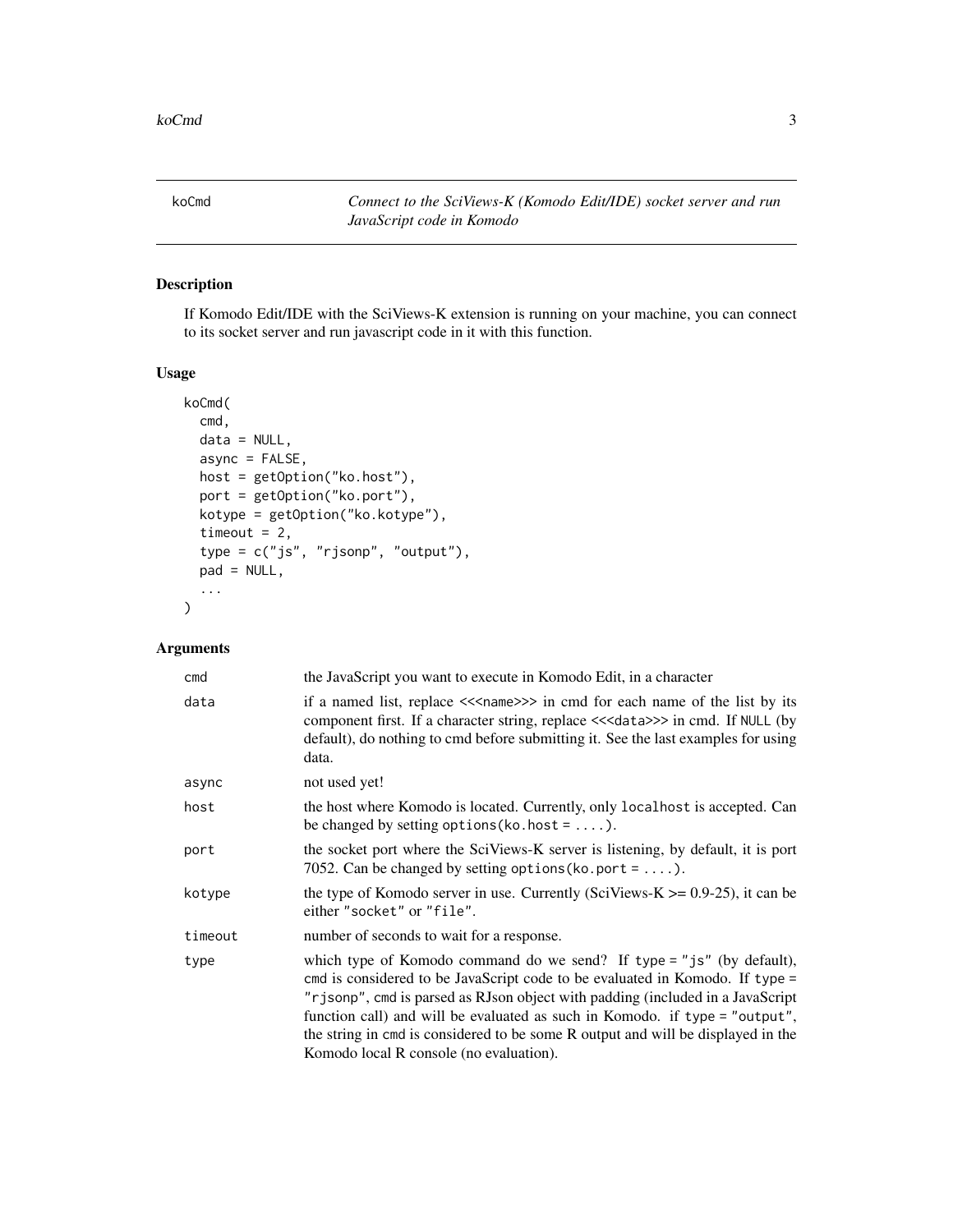## koCmd — *Connect to the SciViews-K (Komodo Edit/IDE) socket server and run JavaScript code in Komodo*

### Description

If Komodo Edit/IDE with the SciViews-K extension is running on your machine, you can connect to its socket server and run javascript code in it with this function.

### Usage

```
koCmd(
  cmd,
  data = NULL,
  async = FALSE,
  host = getOption("ko.host"),
  port = getOption("ko.port"),
  kotype = getOption("ko.kotype"),
  timeout = 2,
  type = c("js", "rjsonp", "output"),
  pad = NULL,
  ...
)
```

### Arguments

| Argument | Description |
| --- | --- |
| `cmd` | the JavaScript you want to execute in Komodo Edit, in a character |
| `data` | if a named list, replace `<<<name>>>` in cmd for each name of the list by its component first. If a character string, replace `<<<data>>>` in cmd. If `NULL` (by default), do nothing to cmd before submitting it. See the last examples for using data. |
| `async` | not used yet! |
| `host` | the host where Komodo is located. Currently, only `localhost` is accepted. Can be changed by setting `options(ko.host = ....)`. |
| `port` | the socket port where the SciViews-K server is listening, by default, it is port 7052. Can be changed by setting `options(ko.port = ....)`. |
| `kotype` | the type of Komodo server in use. Currently (SciViews-K >= 0.9-25), it can be either `"socket"` or `"file"`. |
| `timeout` | number of seconds to wait for a response. |
| `type` | which type of Komodo command do we send? If `type = "js"` (by default), `cmd` is considered to be JavaScript code to be evaluated in Komodo. If `type = "rjsonp"`, `cmd` is parsed as RJson object with padding (included in a JavaScript function call) and will be evaluated as such in Komodo. if `type = "output"`, the string in `cmd` is considered to be some R output and will be displayed in the Komodo local R console (no evaluation). |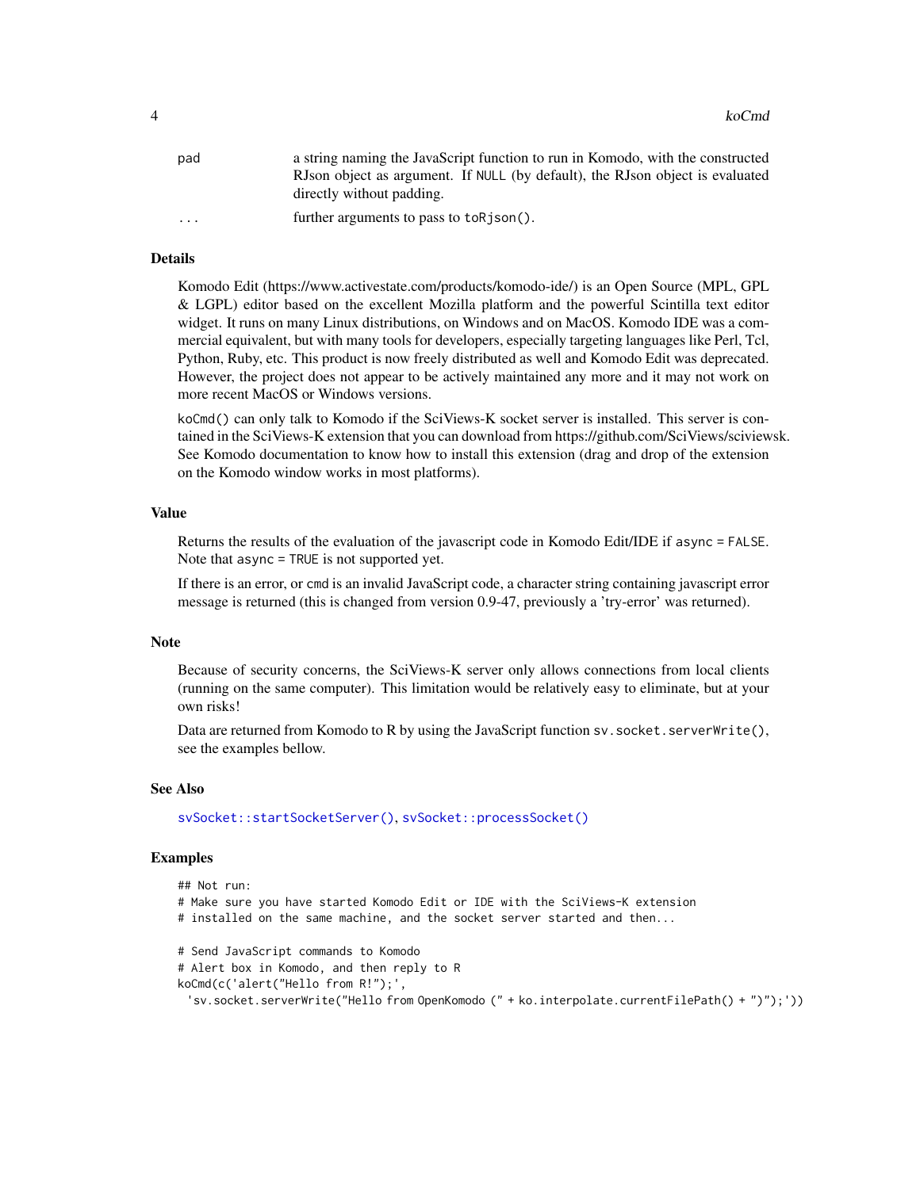| | |
|---|---|
| pad | a string naming the JavaScript function to run in Komodo, with the constructed RJson object as argument. If `NULL` (by default), the RJson object is evaluated directly without padding. |
| ... | further arguments to pass to `toRjson()`. |

## Details

Komodo Edit (https://www.activestate.com/products/komodo-ide/) is an Open Source (MPL, GPL & LGPL) editor based on the excellent Mozilla platform and the powerful Scintilla text editor widget. It runs on many Linux distributions, on Windows and on MacOS. Komodo IDE was a commercial equivalent, but with many tools for developers, especially targeting languages like Perl, Tcl, Python, Ruby, etc. This product is now freely distributed as well and Komodo Edit was deprecated. However, the project does not appear to be actively maintained any more and it may not work on more recent MacOS or Windows versions.

`koCmd()` can only talk to Komodo if the SciViews-K socket server is installed. This server is contained in the SciViews-K extension that you can download from https://github.com/SciViews/sciviewsk. See Komodo documentation to know how to install this extension (drag and drop of the extension on the Komodo window works in most platforms).

## Value

Returns the results of the evaluation of the javascript code in Komodo Edit/IDE if `async = FALSE`. Note that `async = TRUE` is not supported yet.

If there is an error, or `cmd` is an invalid JavaScript code, a character string containing javascript error message is returned (this is changed from version 0.9-47, previously a 'try-error' was returned).

## Note

Because of security concerns, the SciViews-K server only allows connections from local clients (running on the same computer). This limitation would be relatively easy to eliminate, but at your own risks!

Data are returned from Komodo to R by using the JavaScript function `sv.socket.serverWrite()`, see the examples bellow.

## See Also

`svSocket::startSocketServer()`, `svSocket::processSocket()`

## Examples

```
## Not run:
# Make sure you have started Komodo Edit or IDE with the SciViews-K extension
# installed on the same machine, and the socket server started and then...

# Send JavaScript commands to Komodo
# Alert box in Komodo, and then reply to R
koCmd(c('alert("Hello from R!");',
  'sv.socket.serverWrite("Hello from OpenKomodo (" + ko.interpolate.currentFilePath() + ")");'))
```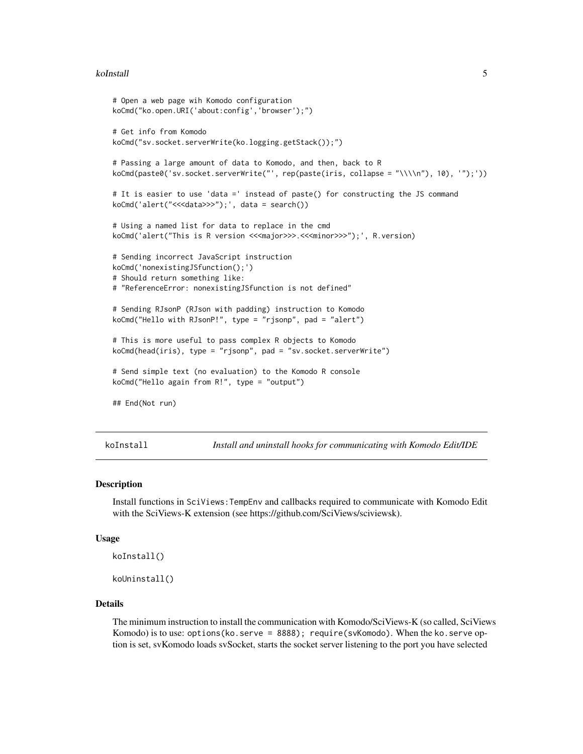```
# Open a web page wih Komodo configuration
koCmd("ko.open.URI('about:config','browser');")

# Get info from Komodo
koCmd("sv.socket.serverWrite(ko.logging.getStack());")

# Passing a large amount of data to Komodo, and then, back to R
koCmd(paste0('sv.socket.serverWrite("', rep(paste(iris, collapse = "\\\\n"), 10), '");'))

# It is easier to use 'data =' instead of paste() for constructing the JS command
koCmd('alert("<<<data>>>");', data = search())

# Using a named list for data to replace in the cmd
koCmd('alert("This is R version <<<major>>>.<<<minor>>>");', R.version)

# Sending incorrect JavaScript instruction
koCmd('nonexistingJSfunction();')
# Should return something like:
# "ReferenceError: nonexistingJSfunction is not defined"

# Sending RJsonP (RJson with padding) instruction to Komodo
koCmd("Hello with RJsonP!", type = "rjsonp", pad = "alert")

# This is more useful to pass complex R objects to Komodo
koCmd(head(iris), type = "rjsonp", pad = "sv.socket.serverWrite")

# Send simple text (no evaluation) to the Komodo R console
koCmd("Hello again from R!", type = "output")

## End(Not run)
```

---

## koInstall — *Install and uninstall hooks for communicating with Komodo Edit/IDE*

### Description

Install functions in `SciViews:TempEnv` and callbacks required to communicate with Komodo Edit with the SciViews-K extension (see https://github.com/SciViews/sciviewsk).

### Usage

```
koInstall()

koUninstall()
```

### Details

The minimum instruction to install the communication with Komodo/SciViews-K (so called, SciViews Komodo) is to use: `options(ko.serve = 8888); require(svKomodo)`. When the `ko.serve` option is set, svKomodo loads svSocket, starts the socket server listening to the port you have selected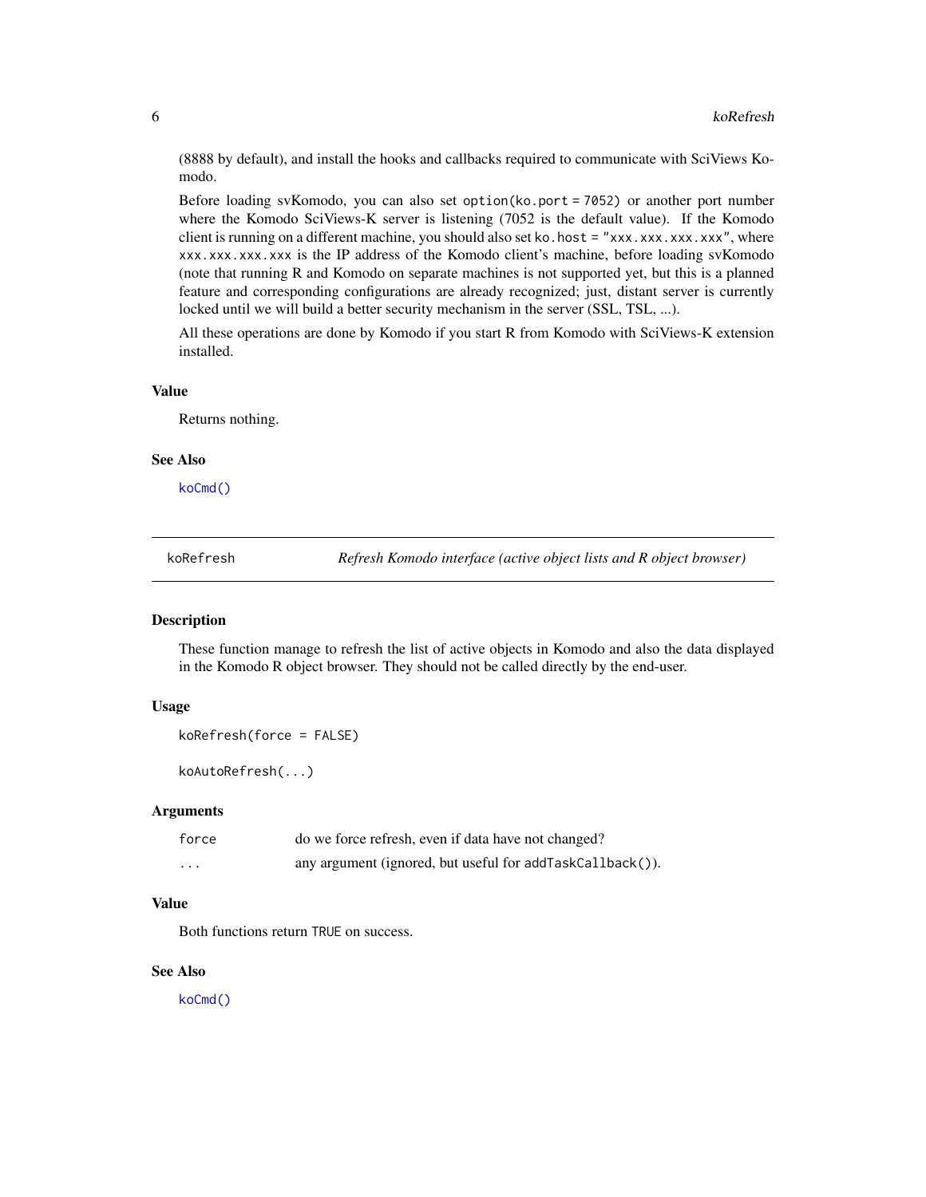(8888 by default), and install the hooks and callbacks required to communicate with SciViews Komodo.

Before loading svKomodo, you can also set `option(ko.port = 7052)` or another port number where the Komodo SciViews-K server is listening (7052 is the default value). If the Komodo client is running on a different machine, you should also set `ko.host = "xxx.xxx.xxx.xxx"`, where `xxx.xxx.xxx.xxx` is the IP address of the Komodo client's machine, before loading svKomodo (note that running R and Komodo on separate machines is not supported yet, but this is a planned feature and corresponding configurations are already recognized; just, distant server is currently locked until we will build a better security mechanism in the server (SSL, TSL, ...).

All these operations are done by Komodo if you start R from Komodo with SciViews-K extension installed.

### Value

Returns nothing.

### See Also

`koCmd()`

---

## koRefresh — *Refresh Komodo interface (active object lists and R object browser)*

### Description

These function manage to refresh the list of active objects in Komodo and also the data displayed in the Komodo R object browser. They should not be called directly by the end-user.

### Usage

```
koRefresh(force = FALSE)

koAutoRefresh(...)
```

### Arguments

| | |
|---|---|
| `force` | do we force refresh, even if data have not changed? |
| `...` | any argument (ignored, but useful for `addTaskCallback()`). |

### Value

Both functions return `TRUE` on success.

### See Also

`koCmd()`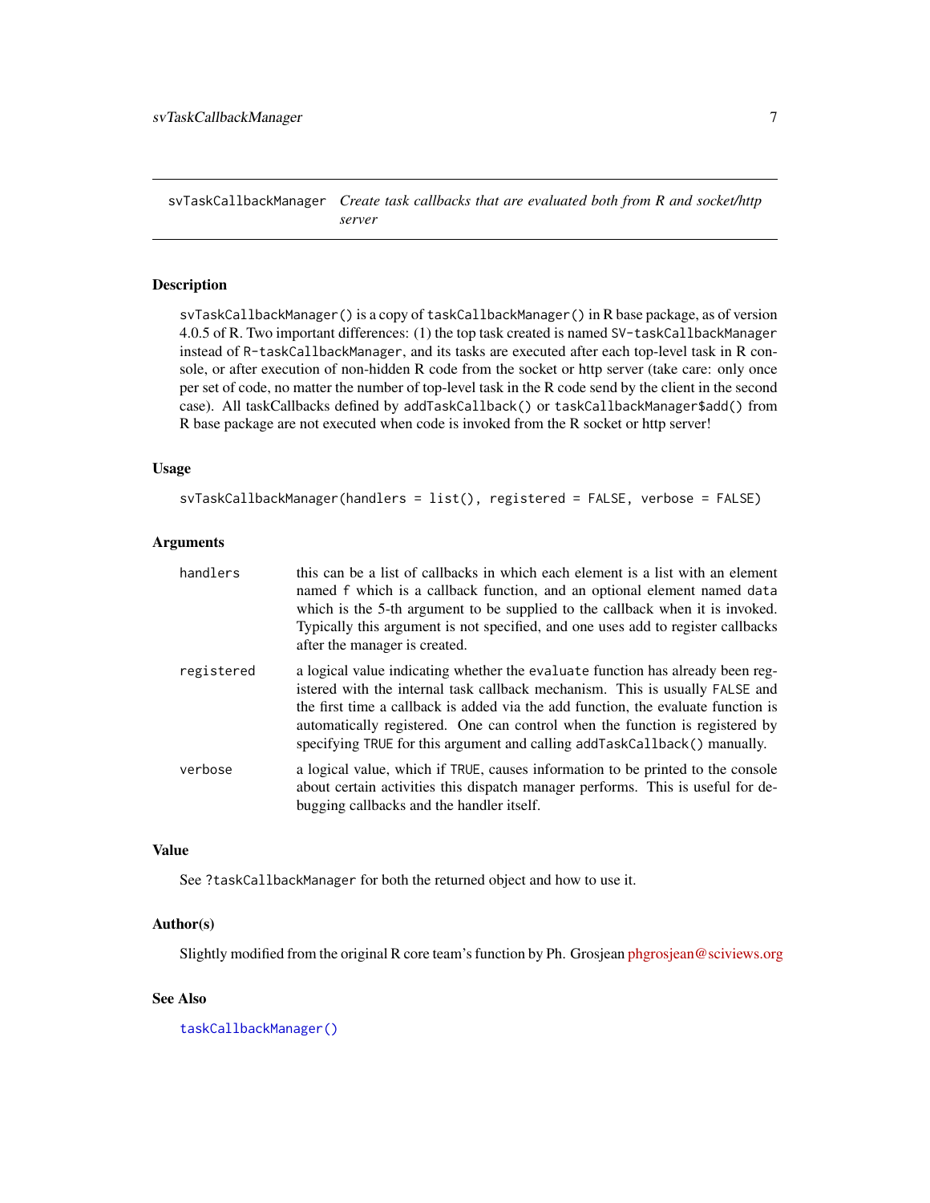## svTaskCallbackManager — *Create task callbacks that are evaluated both from R and socket/http server*

### Description

`svTaskCallbackManager()` is a copy of `taskCallbackManager()` in R base package, as of version 4.0.5 of R. Two important differences: (1) the top task created is named `SV-taskCallbackManager` instead of `R-taskCallbackManager`, and its tasks are executed after each top-level task in R console, or after execution of non-hidden R code from the socket or http server (take care: only once per set of code, no matter the number of top-level task in the R code send by the client in the second case). All taskCallbacks defined by `addTaskCallback()` or `taskCallbackManager$add()` from R base package are not executed when code is invoked from the R socket or http server!

### Usage

```
svTaskCallbackManager(handlers = list(), registered = FALSE, verbose = FALSE)
```

### Arguments

| | |
|---|---|
| `handlers` | this can be a list of callbacks in which each element is a list with an element named `f` which is a callback function, and an optional element named `data` which is the 5-th argument to be supplied to the callback when it is invoked. Typically this argument is not specified, and one uses add to register callbacks after the manager is created. |
| `registered` | a logical value indicating whether the `evaluate` function has already been registered with the internal task callback mechanism. This is usually `FALSE` and the first time a callback is added via the add function, the evaluate function is automatically registered. One can control when the function is registered by specifying `TRUE` for this argument and calling `addTaskCallback()` manually. |
| `verbose` | a logical value, which if `TRUE`, causes information to be printed to the console about certain activities this dispatch manager performs. This is useful for debugging callbacks and the handler itself. |

### Value

See `?taskCallbackManager` for both the returned object and how to use it.

### Author(s)

Slightly modified from the original R core team's function by Ph. Grosjean phgrosjean@sciviews.org

### See Also

`taskCallbackManager()`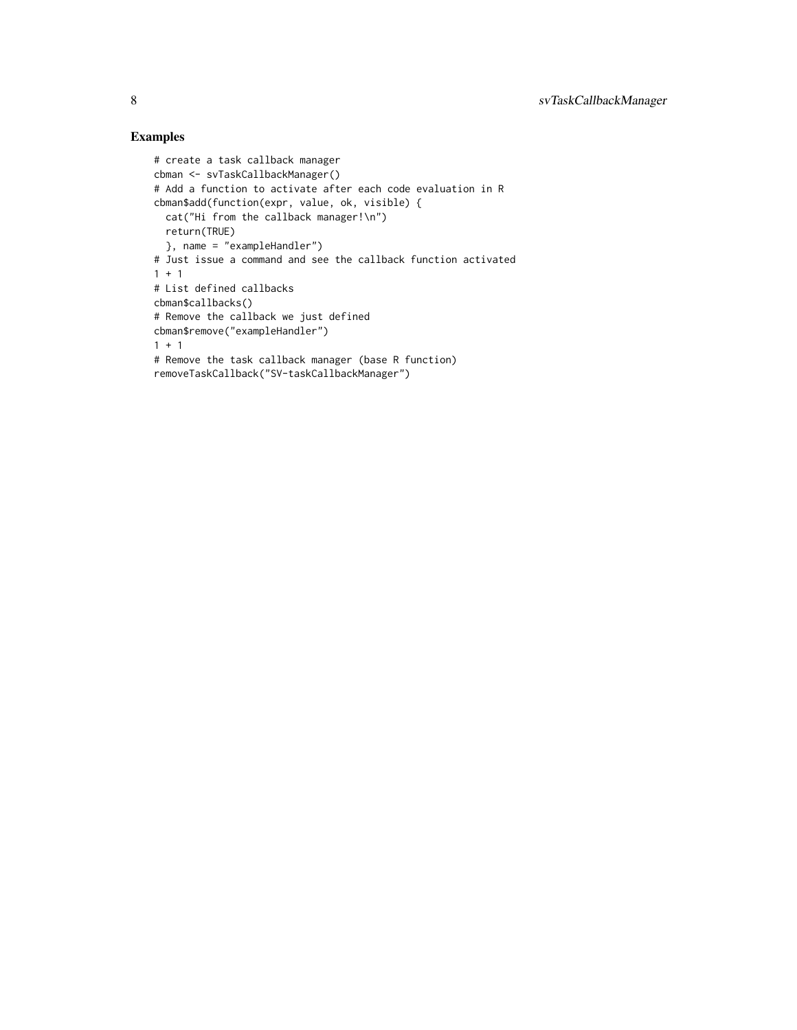## Examples

```
# create a task callback manager
cbman <- svTaskCallbackManager()
# Add a function to activate after each code evaluation in R
cbman$add(function(expr, value, ok, visible) {
  cat("Hi from the callback manager!\n")
  return(TRUE)
  }, name = "exampleHandler")
# Just issue a command and see the callback function activated
1 + 1
# List defined callbacks
cbman$callbacks()
# Remove the callback we just defined
cbman$remove("exampleHandler")
1 + 1
# Remove the task callback manager (base R function)
removeTaskCallback("SV-taskCallbackManager")
```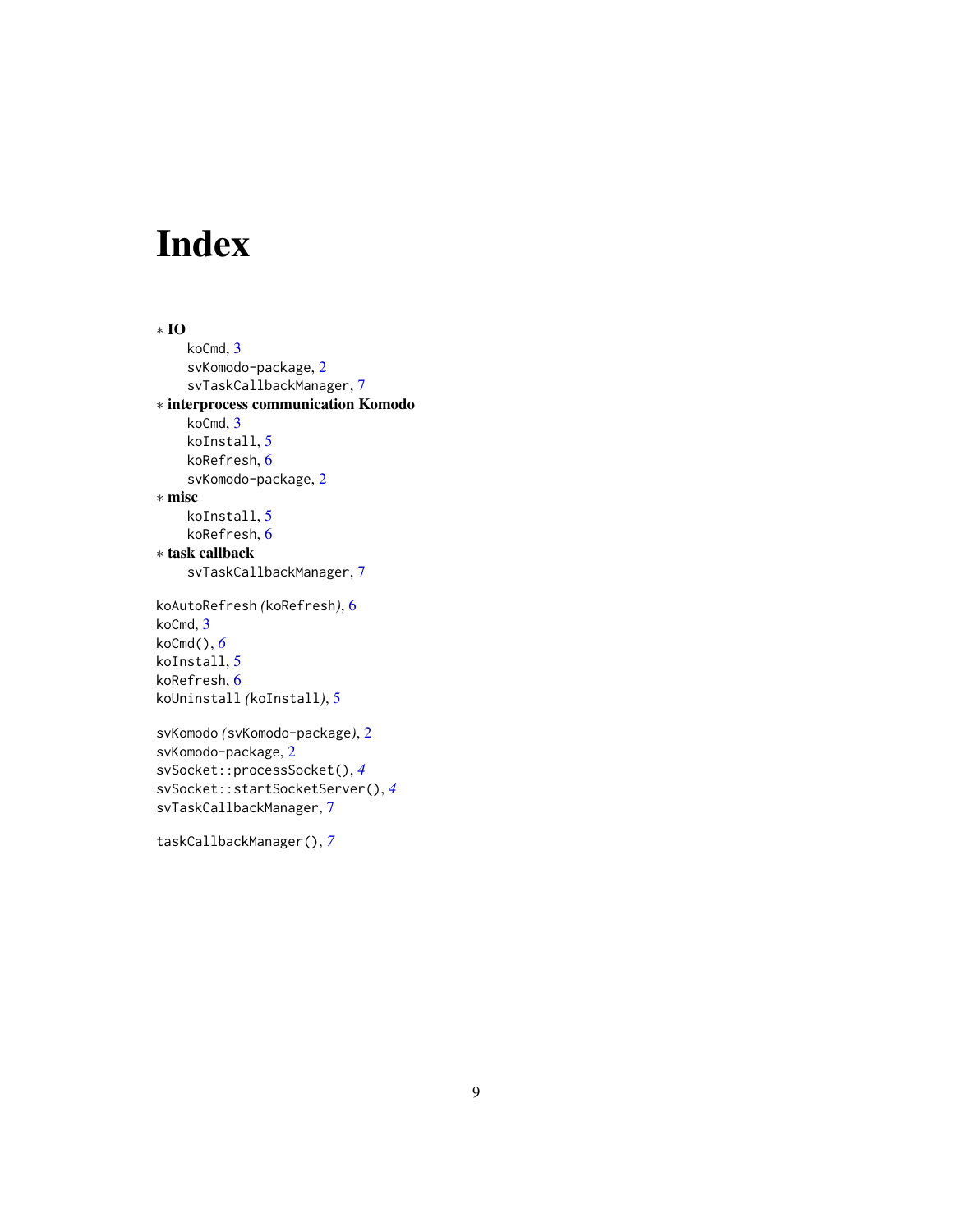# Index

∗ **IO**
  koCmd, 3
  svKomodo-package, 2
  svTaskCallbackManager, 7

∗ **interprocess communication Komodo**
  koCmd, 3
  koInstall, 5
  koRefresh, 6
  svKomodo-package, 2

∗ **misc**
  koInstall, 5
  koRefresh, 6

∗ **task callback**
  svTaskCallbackManager, 7

koAutoRefresh *(*koRefresh*)*, 6
koCmd, 3
koCmd(), *6*
koInstall, 5
koRefresh, 6
koUninstall *(*koInstall*)*, 5

svKomodo *(*svKomodo-package*)*, 2
svKomodo-package, 2
svSocket::processSocket(), *4*
svSocket::startSocketServer(), *4*
svTaskCallbackManager, 7

taskCallbackManager(), *7*